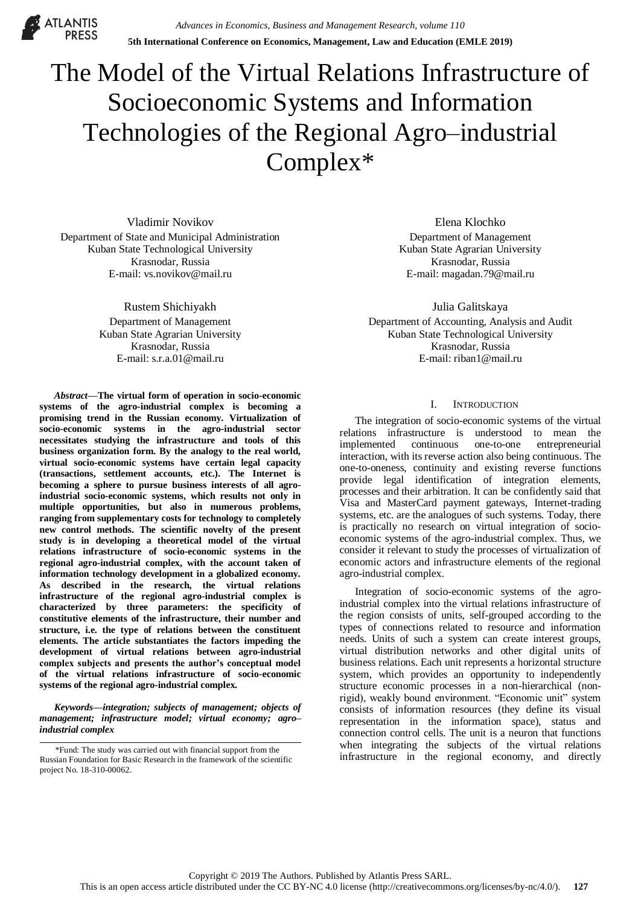# The Model of the Virtual Relations Infrastructure of Socioeconomic Systems and Information Technologies of the Regional Agro–industrial Complex*

Vladimir Novikov
Department of State and Municipal Administration
Kuban State Technological University
Krasnodar, Russia
E-mail: vs.novikov@mail.ru

Elena Klochko
Department of Management
Kuban State Agrarian University
Krasnodar, Russia
E-mail: magadan.79@mail.ru

Rustem Shichiyakh
Department of Management
Kuban State Agrarian University
Krasnodar, Russia
E-mail: s.r.a.01@mail.ru

Julia Galitskaya
Department of Accounting, Analysis and Audit
Kuban State Technological University
Krasnodar, Russia
E-mail: riban1@mail.ru

***Abstract*—The virtual form of operation in socio-economic systems of the agro-industrial complex is becoming a promising trend in the Russian economy. Virtualization of socio-economic systems in the agro-industrial sector necessitates studying the infrastructure and tools of this business organization form. By the analogy to the real world, virtual socio-economic systems have certain legal capacity (transactions, settlement accounts, etc.). The Internet is becoming a sphere to pursue business interests of all agro-industrial socio-economic systems, which results not only in multiple opportunities, but also in numerous problems, ranging from supplementary costs for technology to completely new control methods. The scientific novelty of the present study is in developing a theoretical model of the virtual relations infrastructure of socio-economic systems in the regional agro-industrial complex, with the account taken of information technology development in a globalized economy. As described in the research, the virtual relations infrastructure of the regional agro-industrial complex is characterized by three parameters: the specificity of constitutive elements of the infrastructure, their number and structure, i.e. the type of relations between the constituent elements. The article substantiates the factors impeding the development of virtual relations between agro-industrial complex subjects and presents the author's conceptual model of the virtual relations infrastructure of socio-economic systems of the regional agro-industrial complex.**

***Keywords*—*integration; subjects of management; objects of management; infrastructure model; virtual economy; agro–industrial complex***

*Fund: The study was carried out with financial support from the Russian Foundation for Basic Research in the framework of the scientific project No. 18-310-00062.

## I. Introduction

The integration of socio-economic systems of the virtual relations infrastructure is understood to mean the implemented continuous one-to-one entrepreneurial interaction, with its reverse action also being continuous. The one-to-oneness, continuity and existing reverse functions provide legal identification of integration elements, processes and their arbitration. It can be confidently said that Visa and MasterCard payment gateways, Internet-trading systems, etc. are the analogues of such systems. Today, there is practically no research on virtual integration of socio-economic systems of the agro-industrial complex. Thus, we consider it relevant to study the processes of virtualization of economic actors and infrastructure elements of the regional agro-industrial complex.

Integration of socio-economic systems of the agro-industrial complex into the virtual relations infrastructure of the region consists of units, self-grouped according to the types of connections related to resource and information needs. Units of such a system can create interest groups, virtual distribution networks and other digital units of business relations. Each unit represents a horizontal structure system, which provides an opportunity to independently structure economic processes in a non-hierarchical (non-rigid), weakly bound environment. "Economic unit" system consists of information resources (they define its visual representation in the information space), status and connection control cells. The unit is a neuron that functions when integrating the subjects of the virtual relations infrastructure in the regional economy, and directly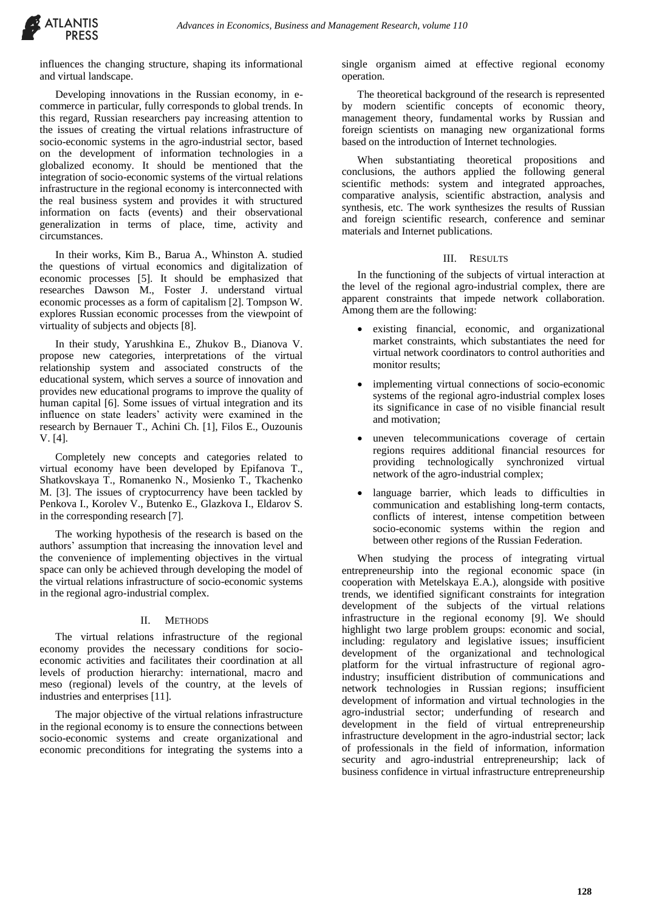influences the changing structure, shaping its informational and virtual landscape.

Developing innovations in the Russian economy, in e-commerce in particular, fully corresponds to global trends. In this regard, Russian researchers pay increasing attention to the issues of creating the virtual relations infrastructure of socio-economic systems in the agro-industrial sector, based on the development of information technologies in a globalized economy. It should be mentioned that the integration of socio-economic systems of the virtual relations infrastructure in the regional economy is interconnected with the real business system and provides it with structured information on facts (events) and their observational generalization in terms of place, time, activity and circumstances.

In their works, Kim B., Barua A., Whinston A. studied the questions of virtual economics and digitalization of economic processes [5]. It should be emphasized that researches Dawson M., Foster J. understand virtual economic processes as a form of capitalism [2]. Tompson W. explores Russian economic processes from the viewpoint of virtuality of subjects and objects [8].

In their study, Yarushkina E., Zhukov B., Dianova V. propose new categories, interpretations of the virtual relationship system and associated constructs of the educational system, which serves a source of innovation and provides new educational programs to improve the quality of human capital [6]. Some issues of virtual integration and its influence on state leaders' activity were examined in the research by Bernauer T., Achini Ch. [1], Filos E., Ouzounis V. [4].

Completely new concepts and categories related to virtual economy have been developed by Epifanova T., Shatkovskaya T., Romanenko N., Mosienko T., Tkachenko M. [3]. The issues of cryptocurrency have been tackled by Penkova I., Korolev V., Butenko E., Glazkova I., Eldarov S. in the corresponding research [7].

The working hypothesis of the research is based on the authors' assumption that increasing the innovation level and the convenience of implementing objectives in the virtual space can only be achieved through developing the model of the virtual relations infrastructure of socio-economic systems in the regional agro-industrial complex.

## II. Methods

The virtual relations infrastructure of the regional economy provides the necessary conditions for socio-economic activities and facilitates their coordination at all levels of production hierarchy: international, macro and meso (regional) levels of the country, at the levels of industries and enterprises [11].

The major objective of the virtual relations infrastructure in the regional economy is to ensure the connections between socio-economic systems and create organizational and economic preconditions for integrating the systems into a single organism aimed at effective regional economy operation.

The theoretical background of the research is represented by modern scientific concepts of economic theory, management theory, fundamental works by Russian and foreign scientists on managing new organizational forms based on the introduction of Internet technologies.

When substantiating theoretical propositions and conclusions, the authors applied the following general scientific methods: system and integrated approaches, comparative analysis, scientific abstraction, analysis and synthesis, etc. The work synthesizes the results of Russian and foreign scientific research, conference and seminar materials and Internet publications.

## III. Results

In the functioning of the subjects of virtual interaction at the level of the regional agro-industrial complex, there are apparent constraints that impede network collaboration. Among them are the following:

- existing financial, economic, and organizational market constraints, which substantiates the need for virtual network coordinators to control authorities and monitor results;
- implementing virtual connections of socio-economic systems of the regional agro-industrial complex loses its significance in case of no visible financial result and motivation;
- uneven telecommunications coverage of certain regions requires additional financial resources for providing technologically synchronized virtual network of the agro-industrial complex;
- language barrier, which leads to difficulties in communication and establishing long-term contacts, conflicts of interest, intense competition between socio-economic systems within the region and between other regions of the Russian Federation.

When studying the process of integrating virtual entrepreneurship into the regional economic space (in cooperation with Metelskaya E.A.), alongside with positive trends, we identified significant constraints for integration development of the subjects of the virtual relations infrastructure in the regional economy [9]. We should highlight two large problem groups: economic and social, including: regulatory and legislative issues; insufficient development of the organizational and technological platform for the virtual infrastructure of regional agro-industry; insufficient distribution of communications and network technologies in Russian regions; insufficient development of information and virtual technologies in the agro-industrial sector; underfunding of research and development in the field of virtual entrepreneurship infrastructure development in the agro-industrial sector; lack of professionals in the field of information, information security and agro-industrial entrepreneurship; lack of business confidence in virtual infrastructure entrepreneurship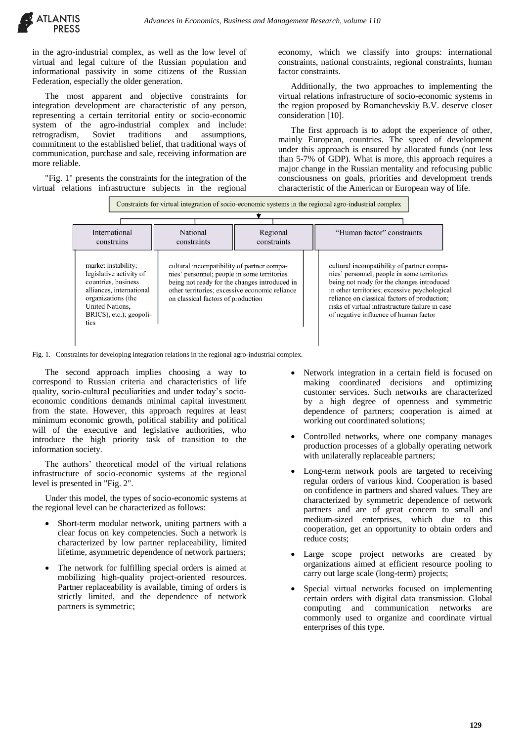in the agro-industrial complex, as well as the low level of virtual and legal culture of the Russian population and informational passivity in some citizens of the Russian Federation, especially the older generation.

The most apparent and objective constraints for integration development are characteristic of any person, representing a certain territorial entity or socio-economic system of the agro-industrial complex and include: retrogradism, Soviet traditions and assumptions, commitment to the established belief, that traditional ways of communication, purchase and sale, receiving information are more reliable.

"Fig. 1" presents the constraints for the integration of the virtual relations infrastructure subjects in the regional economy, which we classify into groups: international constraints, national constraints, regional constraints, human factor constraints.

Additionally, the two approaches to implementing the virtual relations infrastructure of socio-economic systems in the region proposed by Romanchevskiy B.V. deserve closer consideration [10].

The first approach is to adopt the experience of other, mainly European, countries. The speed of development under this approach is ensured by allocated funds (not less than 5-7% of GDP). What is more, this approach requires a major change in the Russian mentality and refocusing public consciousness on goals, priorities and development trends characteristic of the American or European way of life.

Constraints for virtual integration of socio-economic systems in the regional agro-industrial complex

| International constrains | National constraints | Regional constraints | "Human factor" constraints |
|---|---|---|---|
| market instability; legislative activity of countries, business alliances, international organizations (the United Nations, BRICS), etc.); geopolitics | cultural incompatibility of partner companies' personnel; people in some territories being not ready for the changes introduced in other territories; excessive economic reliance on classical factors of production | | cultural incompatibility of partner companies' personnel; people in some territories being not ready for the changes introduced in other territories; excessive psychological reliance on classical factors of production; risks of virtual infrastructure failure in case of negative influence of human factor |

Fig. 1. Constraints for developing integration relations in the regional agro-industrial complex.

The second approach implies choosing a way to correspond to Russian criteria and characteristics of life quality, socio-cultural peculiarities and under today's socio-economic conditions demands minimal capital investment from the state. However, this approach requires at least minimum economic growth, political stability and political will of the executive and legislative authorities, who introduce the high priority task of transition to the information society.

The authors' theoretical model of the virtual relations infrastructure of socio-economic systems at the regional level is presented in "Fig. 2".

Under this model, the types of socio-economic systems at the regional level can be characterized as follows:

- Short-term modular network, uniting partners with a clear focus on key competencies. Such a network is characterized by low partner replaceability, limited lifetime, asymmetric dependence of network partners;
- The network for fulfilling special orders is aimed at mobilizing high-quality project-oriented resources. Partner replaceability is available, timing of orders is strictly limited, and the dependence of network partners is symmetric;
- Network integration in a certain field is focused on making coordinated decisions and optimizing customer services. Such networks are characterized by a high degree of openness and symmetric dependence of partners; cooperation is aimed at working out coordinated solutions;
- Controlled networks, where one company manages production processes of a globally operating network with unilaterally replaceable partners;
- Long-term network pools are targeted to receiving regular orders of various kind. Cooperation is based on confidence in partners and shared values. They are characterized by symmetric dependence of network partners and are of great concern to small and medium-sized enterprises, which due to this cooperation, get an opportunity to obtain orders and reduce costs;
- Large scope project networks are created by organizations aimed at efficient resource pooling to carry out large scale (long-term) projects;
- Special virtual networks focused on implementing certain orders with digital data transmission. Global computing and communication networks are commonly used to organize and coordinate virtual enterprises of this type.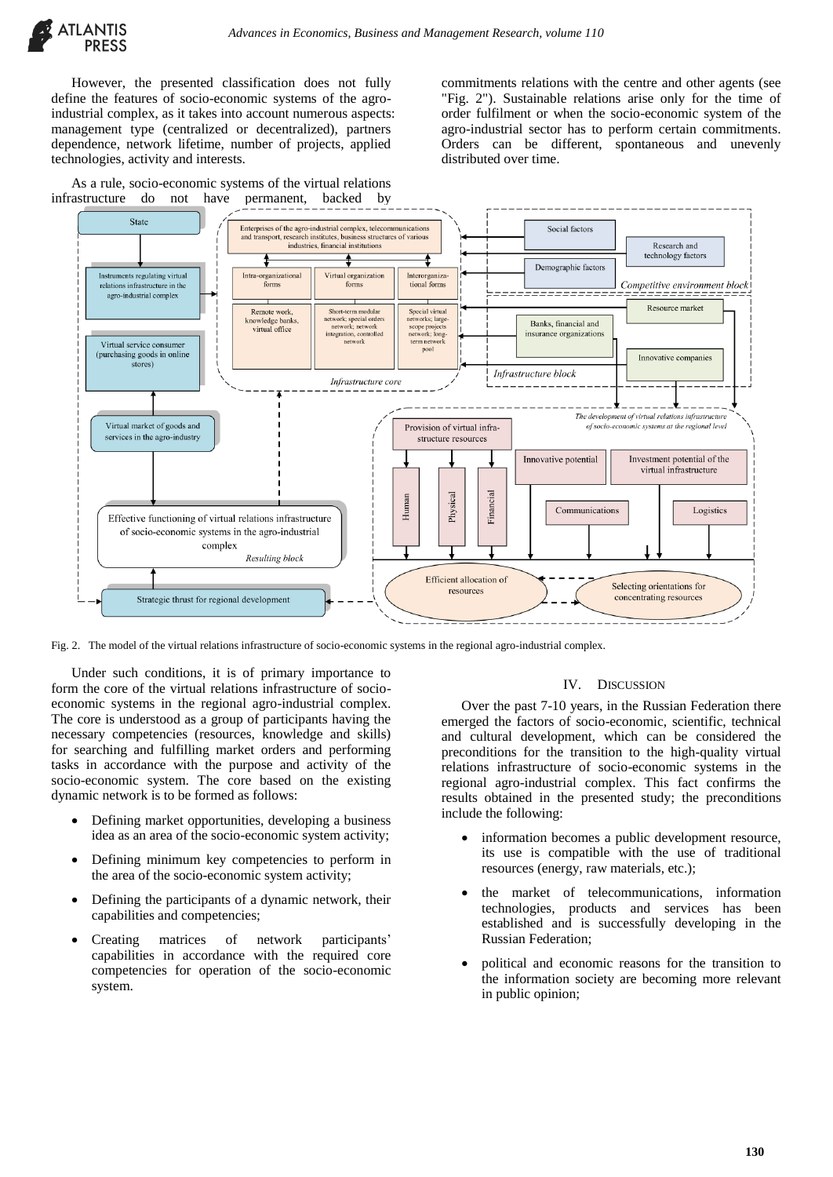However, the presented classification does not fully define the features of socio-economic systems of the agro-industrial complex, as it takes into account numerous aspects: management type (centralized or decentralized), partners dependence, network lifetime, number of projects, applied technologies, activity and interests.

As a rule, socio-economic systems of the virtual relations infrastructure do not have permanent, backed by commitments relations with the centre and other agents (see "Fig. 2"). Sustainable relations arise only for the time of order fulfilment or when the socio-economic system of the agro-industrial sector has to perform certain commitments. Orders can be different, spontaneous and unevenly distributed over time.

Fig. 2. The model of the virtual relations infrastructure of socio-economic systems in the regional agro-industrial complex.

Under such conditions, it is of primary importance to form the core of the virtual relations infrastructure of socio-economic systems in the regional agro-industrial complex. The core is understood as a group of participants having the necessary competencies (resources, knowledge and skills) for searching and fulfilling market orders and performing tasks in accordance with the purpose and activity of the socio-economic system. The core based on the existing dynamic network is to be formed as follows:

- Defining market opportunities, developing a business idea as an area of the socio-economic system activity;
- Defining minimum key competencies to perform in the area of the socio-economic system activity;
- Defining the participants of a dynamic network, their capabilities and competencies;
- Creating matrices of network participants' capabilities in accordance with the required core competencies for operation of the socio-economic system.

## IV. Discussion

Over the past 7-10 years, in the Russian Federation there emerged the factors of socio-economic, scientific, technical and cultural development, which can be considered the preconditions for the transition to the high-quality virtual relations infrastructure of socio-economic systems in the regional agro-industrial complex. This fact confirms the results obtained in the presented study; the preconditions include the following:

- information becomes a public development resource, its use is compatible with the use of traditional resources (energy, raw materials, etc.);
- the market of telecommunications, information technologies, products and services has been established and is successfully developing in the Russian Federation;
- political and economic reasons for the transition to the information society are becoming more relevant in public opinion;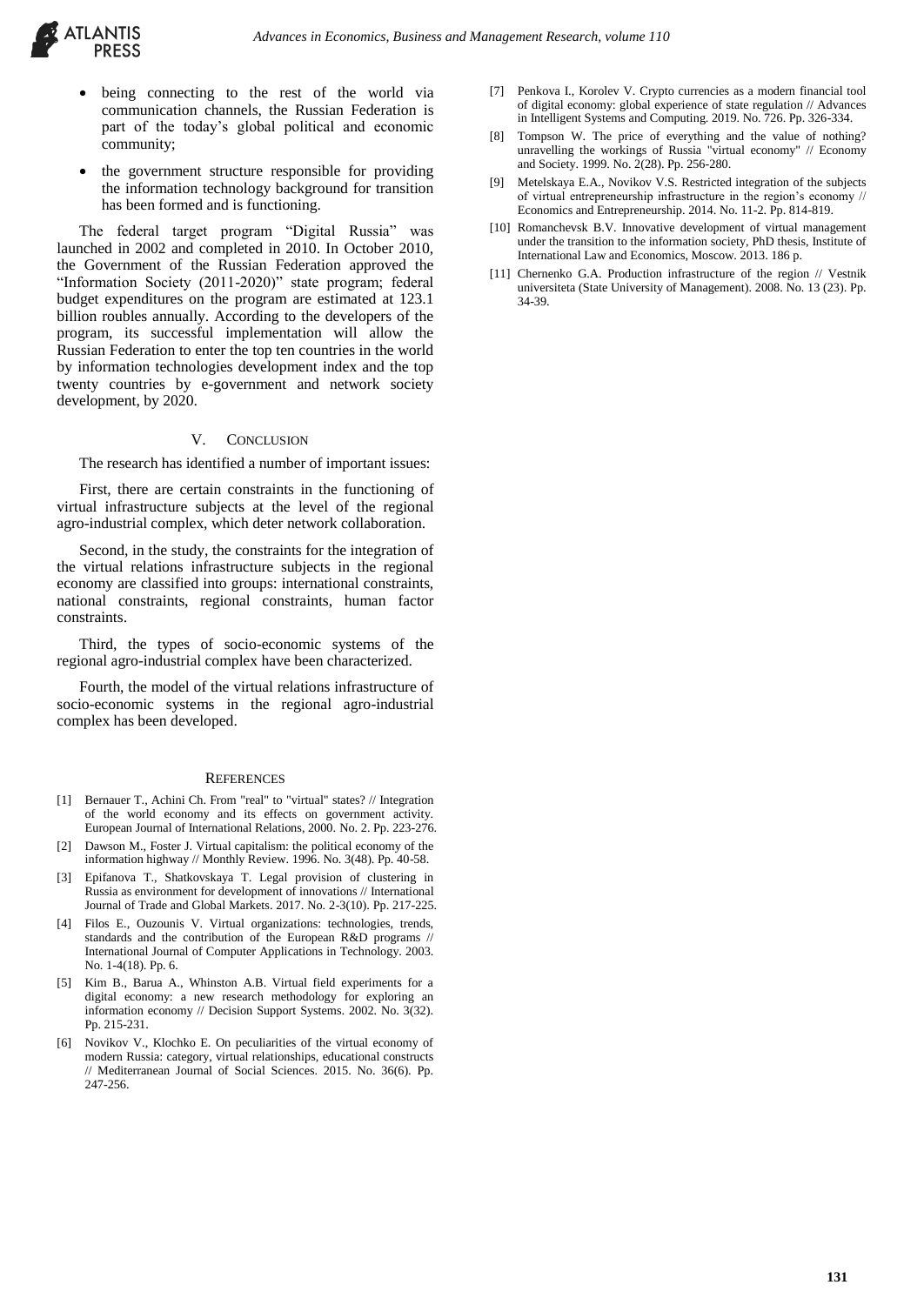- being connecting to the rest of the world via communication channels, the Russian Federation is part of the today's global political and economic community;
- the government structure responsible for providing the information technology background for transition has been formed and is functioning.

The federal target program "Digital Russia" was launched in 2002 and completed in 2010. In October 2010, the Government of the Russian Federation approved the "Information Society (2011-2020)" state program; federal budget expenditures on the program are estimated at 123.1 billion roubles annually. According to the developers of the program, its successful implementation will allow the Russian Federation to enter the top ten countries in the world by information technologies development index and the top twenty countries by e-government and network society development, by 2020.

## V. Conclusion

The research has identified a number of important issues:

First, there are certain constraints in the functioning of virtual infrastructure subjects at the level of the regional agro-industrial complex, which deter network collaboration.

Second, in the study, the constraints for the integration of the virtual relations infrastructure subjects in the regional economy are classified into groups: international constraints, national constraints, regional constraints, human factor constraints.

Third, the types of socio-economic systems of the regional agro-industrial complex have been characterized.

Fourth, the model of the virtual relations infrastructure of socio-economic systems in the regional agro-industrial complex has been developed.

## References

[1] Bernauer T., Achini Ch. From "real" to "virtual" states? // Integration of the world economy and its effects on government activity. European Journal of International Relations, 2000. No. 2. Pp. 223-276.

[2] Dawson M., Foster J. Virtual capitalism: the political economy of the information highway // Monthly Review. 1996. No. 3(48). Pp. 40-58.

[3] Epifanova T., Shatkovskaya T. Legal provision of clustering in Russia as environment for development of innovations // International Journal of Trade and Global Markets. 2017. No. 2-3(10). Pp. 217-225.

[4] Filos E., Ouzounis V. Virtual organizations: technologies, trends, standards and the contribution of the European R&D programs // International Journal of Computer Applications in Technology. 2003. No. 1-4(18). Pp. 6.

[5] Kim B., Barua A., Whinston A.B. Virtual field experiments for a digital economy: a new research methodology for exploring an information economy // Decision Support Systems. 2002. No. 3(32). Pp. 215-231.

[6] Novikov V., Klochko E. On peculiarities of the virtual economy of modern Russia: category, virtual relationships, educational constructs // Mediterranean Journal of Social Sciences. 2015. No. 36(6). Pp. 247-256.

[7] Penkova I., Korolev V. Crypto currencies as a modern financial tool of digital economy: global experience of state regulation // Advances in Intelligent Systems and Computing. 2019. No. 726. Pp. 326-334.

[8] Tompson W. The price of everything and the value of nothing? unravelling the workings of Russia "virtual economy" // Economy and Society. 1999. No. 2(28). Pp. 256-280.

[9] Metelskaya E.A., Novikov V.S. Restricted integration of the subjects of virtual entrepreneurship infrastructure in the region's economy // Economics and Entrepreneurship. 2014. No. 11-2. Pp. 814-819.

[10] Romanchevsk B.V. Innovative development of virtual management under the transition to the information society, PhD thesis, Institute of International Law and Economics, Moscow. 2013. 186 p.

[11] Chernenko G.A. Production infrastructure of the region // Vestnik universiteta (State University of Management). 2008. No. 13 (23). Pp. 34-39.